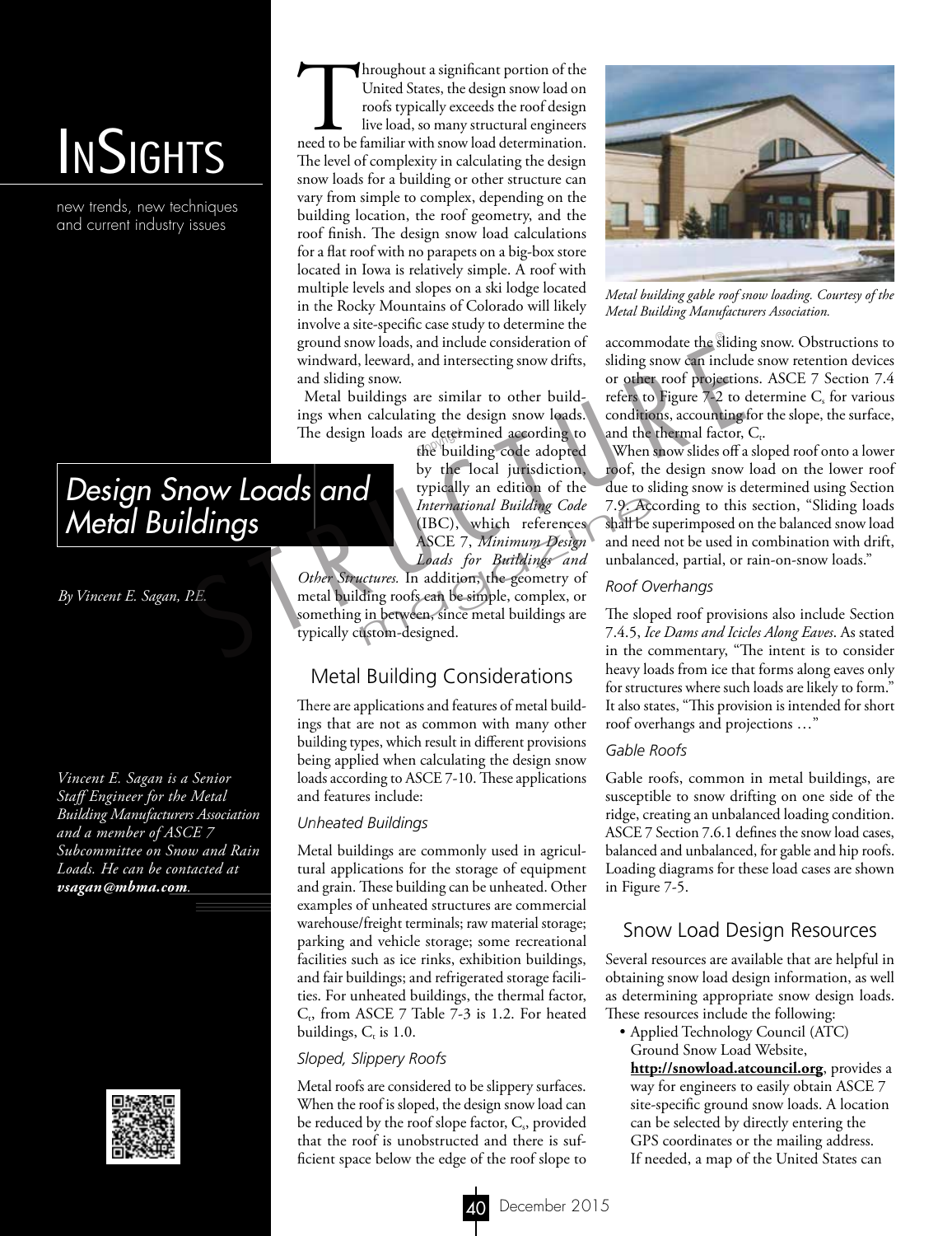# InSights

new trends, new techniques and current industry issues

## Design Snow Loads and Metal Buildings

*By Vincent E. Sagan, P.E.*

*Vincent E. Sagan is a Senior Staff Engineer for the Metal Building Manufacturers Association and a member of ASCE 7 Subcommittee on Snow and Rain Loads. He can be contacted at* ***vsagan@mbma.com****.*

Throughout a significant portion of the United States, the design snow load on roofs typically exceeds the roof design live load, so many structural engineers need to be familiar with snow load determination. The level of complexity in calculating the design snow loads for a building or other structure can vary from simple to complex, depending on the building location, the roof geometry, and the roof finish. The design snow load calculations for a flat roof with no parapets on a big-box store located in Iowa is relatively simple. A roof with multiple levels and slopes on a ski lodge located in the Rocky Mountains of Colorado will likely involve a site-specific case study to determine the ground snow loads, and include consideration of windward, leeward, and intersecting snow drifts, and sliding snow.

Metal buildings are similar to other buildings when calculating the design snow loads. The design loads are determined according to the building code adopted by the local jurisdiction, typically an edition of the *International Building Code* (IBC), which references ASCE 7, *Minimum Design Loads for Buildings and Other Structures.* In addition, the geometry of metal building roofs can be simple, complex, or something in between, since metal buildings are typically custom-designed.

### Metal Building Considerations

There are applications and features of metal buildings that are not as common with many other building types, which result in different provisions being applied when calculating the design snow loads according to ASCE 7-10. These applications and features include:

#### Unheated Buildings

Metal buildings are commonly used in agricultural applications for the storage of equipment and grain. These building can be unheated. Other examples of unheated structures are commercial warehouse/freight terminals; raw material storage; parking and vehicle storage; some recreational facilities such as ice rinks, exhibition buildings, and fair buildings; and refrigerated storage facilities. For unheated buildings, the thermal factor, $C_t$, from ASCE 7 Table 7-3 is 1.2. For heated buildings, $C_t$ is 1.0.

#### Sloped, Slippery Roofs

Metal roofs are considered to be slippery surfaces. When the roof is sloped, the design snow load can be reduced by the roof slope factor, $C_s$, provided that the roof is unobstructed and there is sufficient space below the edge of the roof slope to accommodate the sliding snow. Obstructions to sliding snow can include snow retention devices or other roof projections. ASCE 7 Section 7.4 refers to Figure 7-2 to determine $C_s$ for various conditions, accounting for the slope, the surface, and the thermal factor, $C_t$.

*Metal building gable roof snow loading. Courtesy of the Metal Building Manufacturers Association.*

When snow slides off a sloped roof onto a lower roof, the design snow load on the lower roof due to sliding snow is determined using Section 7.9. According to this section, "Sliding loads shall be superimposed on the balanced snow load and need not be used in combination with drift, unbalanced, partial, or rain-on-snow loads."

#### Roof Overhangs

The sloped roof provisions also include Section 7.4.5, *Ice Dams and Icicles Along Eaves*. As stated in the commentary, "The intent is to consider heavy loads from ice that forms along eaves only for structures where such loads are likely to form." It also states, "This provision is intended for short roof overhangs and projections …"

#### Gable Roofs

Gable roofs, common in metal buildings, are susceptible to snow drifting on one side of the ridge, creating an unbalanced loading condition. ASCE 7 Section 7.6.1 defines the snow load cases, balanced and unbalanced, for gable and hip roofs. Loading diagrams for these load cases are shown in Figure 7-5.

### Snow Load Design Resources

Several resources are available that are helpful in obtaining snow load design information, as well as determining appropriate snow design loads. These resources include the following:

- Applied Technology Council (ATC) Ground Snow Load Website, **http://snowload.atcouncil.org**, provides a way for engineers to easily obtain ASCE 7 site-specific ground snow loads. A location can be selected by directly entering the GPS coordinates or the mailing address. If needed, a map of the United States can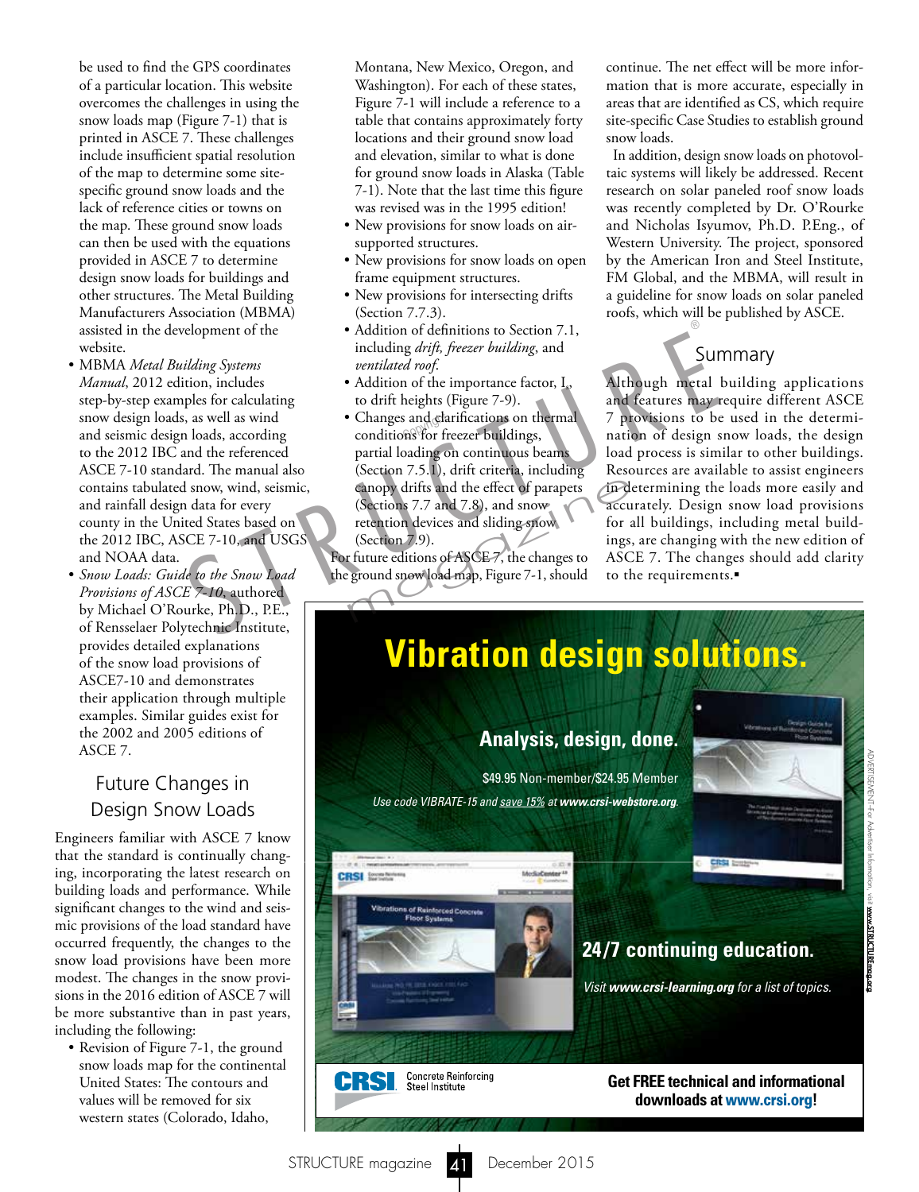be used to find the GPS coordinates of a particular location. This website overcomes the challenges in using the snow loads map (Figure 7-1) that is printed in ASCE 7. These challenges include insufficient spatial resolution of the map to determine some site-specific ground snow loads and the lack of reference cities or towns on the map. These ground snow loads can then be used with the equations provided in ASCE 7 to determine design snow loads for buildings and other structures. The Metal Building Manufacturers Association (MBMA) assisted in the development of the website.

- MBMA *Metal Building Systems Manual*, 2012 edition, includes step-by-step examples for calculating snow design loads, as well as wind and seismic design loads, according to the 2012 IBC and the referenced ASCE 7-10 standard. The manual also contains tabulated snow, wind, seismic, and rainfall design data for every county in the United States based on the 2012 IBC, ASCE 7-10, and USGS and NOAA data.
- *Snow Loads: Guide to the Snow Load Provisions of ASCE 7-10*, authored by Michael O'Rourke, Ph.D., P.E., of Rensselaer Polytechnic Institute, provides detailed explanations of the snow load provisions of ASCE7-10 and demonstrates their application through multiple examples. Similar guides exist for the 2002 and 2005 editions of ASCE 7.

## Future Changes in Design Snow Loads

Engineers familiar with ASCE 7 know that the standard is continually changing, incorporating the latest research on building loads and performance. While significant changes to the wind and seismic provisions of the load standard have occurred frequently, the changes to the snow load provisions have been more modest. The changes in the snow provisions in the 2016 edition of ASCE 7 will be more substantive than in past years, including the following:

- Revision of Figure 7-1, the ground snow loads map for the continental United States: The contours and values will be removed for six western states (Colorado, Idaho, Montana, New Mexico, Oregon, and Washington). For each of these states, Figure 7-1 will include a reference to a table that contains approximately forty locations and their ground snow load and elevation, similar to what is done for ground snow loads in Alaska (Table 7-1). Note that the last time this figure was revised was in the 1995 edition!
- New provisions for snow loads on air-supported structures.
- New provisions for snow loads on open frame equipment structures.
- New provisions for intersecting drifts (Section 7.7.3).
- Addition of definitions to Section 7.1, including *drift, freezer building*, and *ventilated roof*.
- Addition of the importance factor, $I_s$, to drift heights (Figure 7-9).
- Changes and clarifications on thermal conditions for freezer buildings, partial loading on continuous beams (Section 7.5.1), drift criteria, including canopy drifts and the effect of parapets (Sections 7.7 and 7.8), and snow retention devices and sliding snow (Section 7.9).

For future editions of ASCE 7, the changes to the ground snow load map, Figure 7-1, should continue. The net effect will be more information that is more accurate, especially in areas that are identified as CS, which require site-specific Case Studies to establish ground snow loads.

In addition, design snow loads on photovoltaic systems will likely be addressed. Recent research on solar paneled roof snow loads was recently completed by Dr. O'Rourke and Nicholas Isyumov, Ph.D. P.Eng., of Western University. The project, sponsored by the American Iron and Steel Institute, FM Global, and the MBMA, will result in a guideline for snow loads on solar paneled roofs, which will be published by ASCE.

## Summary

Although metal building applications and features may require different ASCE 7 provisions to be used in the determination of design snow loads, the design load process is similar to other buildings. Resources are available to assist engineers in determining the loads more easily and accurately. Design snow load provisions for all buildings, including metal buildings, are changing with the new edition of ASCE 7. The changes should add clarity to the requirements.▪

**Vibration design solutions.**

**Analysis, design, done.**

$49.95 Non-member/$24.95 Member

*Use code VIBRATE-15 and save 15% at www.crsi-webstore.org.*

**24/7 continuing education.**

*Visit www.crsi-learning.org for a list of topics.*

CRSI Concrete Reinforcing Steel Institute

**Get FREE technical and informational downloads at www.crsi.org!**